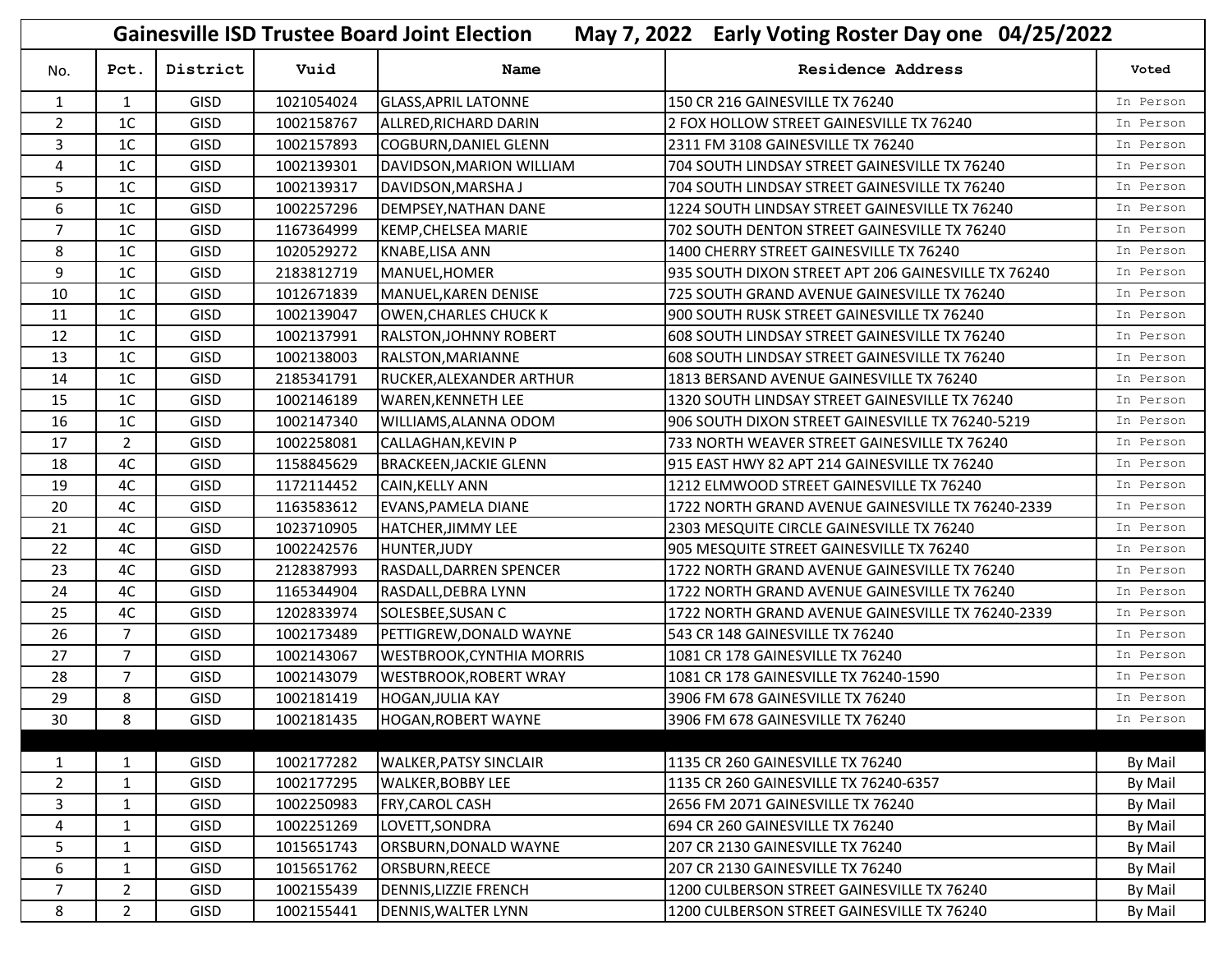# Gainesville ISD Trustee Board Joint Election May 7, 2022 Early Voting Roster Day one 04/25/2022

| No. | Pct. | District | Vuid | Name | Residence Address | Voted |
|---|---|---|---|---|---|---|
| 1 | 1 | GISD | 1021054024 | GLASS,APRIL LATONNE | 150 CR 216 GAINESVILLE TX 76240 | In Person |
| 2 | 1C | GISD | 1002158767 | ALLRED,RICHARD DARIN | 2 FOX HOLLOW STREET GAINESVILLE TX 76240 | In Person |
| 3 | 1C | GISD | 1002157893 | COGBURN,DANIEL GLENN | 2311 FM 3108 GAINESVILLE TX 76240 | In Person |
| 4 | 1C | GISD | 1002139301 | DAVIDSON,MARION WILLIAM | 704 SOUTH LINDSAY STREET GAINESVILLE TX 76240 | In Person |
| 5 | 1C | GISD | 1002139317 | DAVIDSON,MARSHA J | 704 SOUTH LINDSAY STREET GAINESVILLE TX 76240 | In Person |
| 6 | 1C | GISD | 1002257296 | DEMPSEY,NATHAN DANE | 1224 SOUTH LINDSAY STREET GAINESVILLE TX 76240 | In Person |
| 7 | 1C | GISD | 1167364999 | KEMP,CHELSEA MARIE | 702 SOUTH DENTON STREET GAINESVILLE TX 76240 | In Person |
| 8 | 1C | GISD | 1020529272 | KNABE,LISA ANN | 1400 CHERRY STREET GAINESVILLE TX 76240 | In Person |
| 9 | 1C | GISD | 2183812719 | MANUEL,HOMER | 935 SOUTH DIXON STREET APT 206 GAINESVILLE TX 76240 | In Person |
| 10 | 1C | GISD | 1012671839 | MANUEL,KAREN DENISE | 725 SOUTH GRAND AVENUE GAINESVILLE TX 76240 | In Person |
| 11 | 1C | GISD | 1002139047 | OWEN,CHARLES CHUCK K | 900 SOUTH RUSK STREET GAINESVILLE TX 76240 | In Person |
| 12 | 1C | GISD | 1002137991 | RALSTON,JOHNNY ROBERT | 608 SOUTH LINDSAY STREET GAINESVILLE TX 76240 | In Person |
| 13 | 1C | GISD | 1002138003 | RALSTON,MARIANNE | 608 SOUTH LINDSAY STREET GAINESVILLE TX 76240 | In Person |
| 14 | 1C | GISD | 2185341791 | RUCKER,ALEXANDER ARTHUR | 1813 BERSAND AVENUE GAINESVILLE TX 76240 | In Person |
| 15 | 1C | GISD | 1002146189 | WAREN,KENNETH LEE | 1320 SOUTH LINDSAY STREET GAINESVILLE TX 76240 | In Person |
| 16 | 1C | GISD | 1002147340 | WILLIAMS,ALANNA ODOM | 906 SOUTH DIXON STREET GAINESVILLE TX 76240-5219 | In Person |
| 17 | 2 | GISD | 1002258081 | CALLAGHAN,KEVIN P | 733 NORTH WEAVER STREET GAINESVILLE TX 76240 | In Person |
| 18 | 4C | GISD | 1158845629 | BRACKEEN,JACKIE GLENN | 915 EAST HWY 82 APT 214 GAINESVILLE TX 76240 | In Person |
| 19 | 4C | GISD | 1172114452 | CAIN,KELLY ANN | 1212 ELMWOOD STREET GAINESVILLE TX 76240 | In Person |
| 20 | 4C | GISD | 1163583612 | EVANS,PAMELA DIANE | 1722 NORTH GRAND AVENUE GAINESVILLE TX 76240-2339 | In Person |
| 21 | 4C | GISD | 1023710905 | HATCHER,JIMMY LEE | 2303 MESQUITE CIRCLE GAINESVILLE TX 76240 | In Person |
| 22 | 4C | GISD | 1002242576 | HUNTER,JUDY | 905 MESQUITE STREET GAINESVILLE TX 76240 | In Person |
| 23 | 4C | GISD | 2128387993 | RASDALL,DARREN SPENCER | 1722 NORTH GRAND AVENUE GAINESVILLE TX 76240 | In Person |
| 24 | 4C | GISD | 1165344904 | RASDALL,DEBRA LYNN | 1722 NORTH GRAND AVENUE GAINESVILLE TX 76240 | In Person |
| 25 | 4C | GISD | 1202833974 | SOLESBEE,SUSAN C | 1722 NORTH GRAND AVENUE GAINESVILLE TX 76240-2339 | In Person |
| 26 | 7 | GISD | 1002173489 | PETTIGREW,DONALD WAYNE | 543 CR 148 GAINESVILLE TX 76240 | In Person |
| 27 | 7 | GISD | 1002143067 | WESTBROOK,CYNTHIA MORRIS | 1081 CR 178 GAINESVILLE TX 76240 | In Person |
| 28 | 7 | GISD | 1002143079 | WESTBROOK,ROBERT WRAY | 1081 CR 178 GAINESVILLE TX 76240-1590 | In Person |
| 29 | 8 | GISD | 1002181419 | HOGAN,JULIA KAY | 3906 FM 678 GAINESVILLE TX 76240 | In Person |
| 30 | 8 | GISD | 1002181435 | HOGAN,ROBERT WAYNE | 3906 FM 678 GAINESVILLE TX 76240 | In Person |
| | | | | | | |
| 1 | 1 | GISD | 1002177282 | WALKER,PATSY SINCLAIR | 1135 CR 260 GAINESVILLE TX 76240 | By Mail |
| 2 | 1 | GISD | 1002177295 | WALKER,BOBBY LEE | 1135 CR 260 GAINESVILLE TX 76240-6357 | By Mail |
| 3 | 1 | GISD | 1002250983 | FRY,CAROL CASH | 2656 FM 2071 GAINESVILLE TX 76240 | By Mail |
| 4 | 1 | GISD | 1002251269 | LOVETT,SONDRA | 694 CR 260 GAINESVILLE TX 76240 | By Mail |
| 5 | 1 | GISD | 1015651743 | ORSBURN,DONALD WAYNE | 207 CR 2130 GAINESVILLE TX 76240 | By Mail |
| 6 | 1 | GISD | 1015651762 | ORSBURN,REECE | 207 CR 2130 GAINESVILLE TX 76240 | By Mail |
| 7 | 2 | GISD | 1002155439 | DENNIS,LIZZIE FRENCH | 1200 CULBERSON STREET GAINESVILLE TX 76240 | By Mail |
| 8 | 2 | GISD | 1002155441 | DENNIS,WALTER LYNN | 1200 CULBERSON STREET GAINESVILLE TX 76240 | By Mail |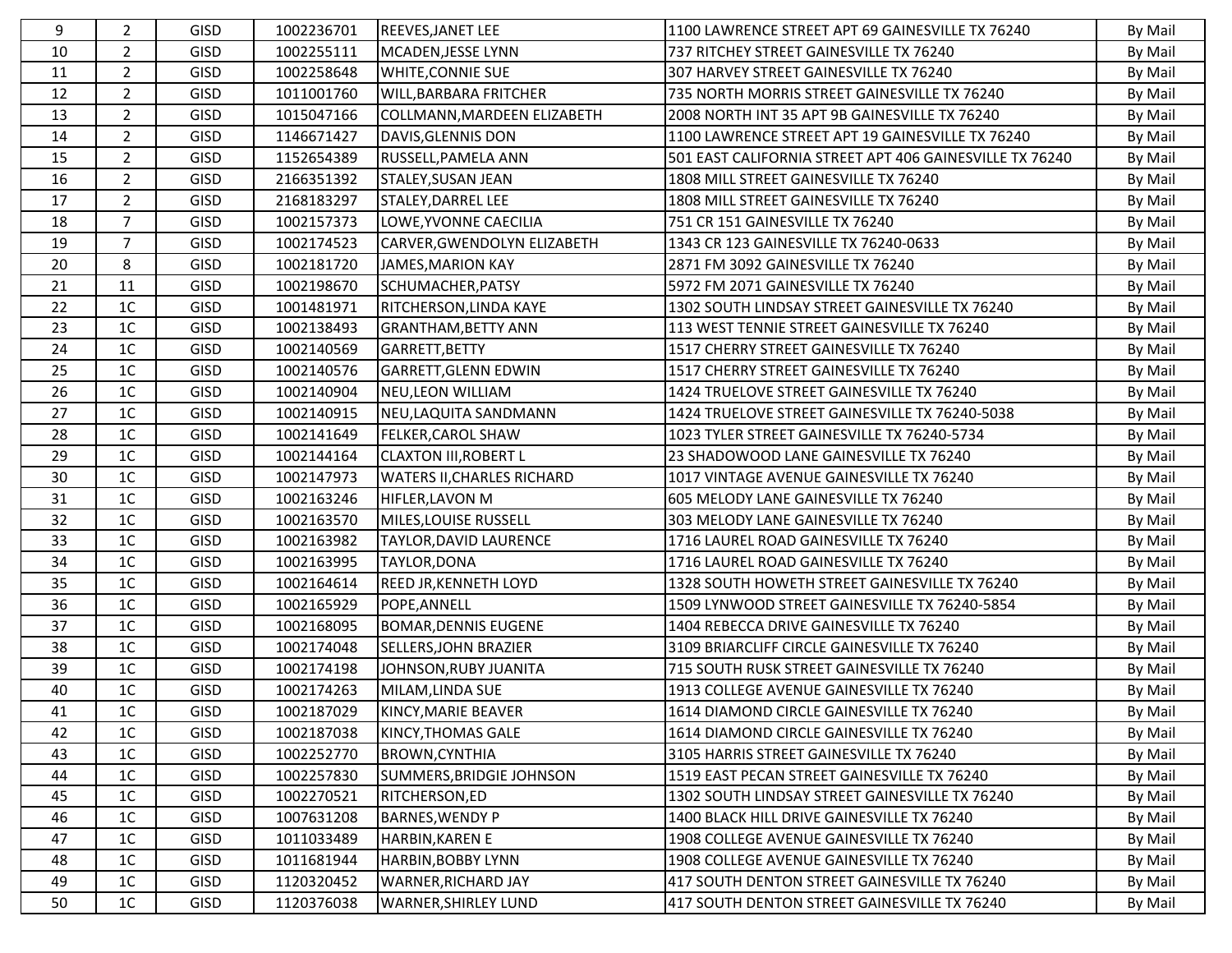| 9 | 2 | GISD | 1002236701 | REEVES,JANET LEE | 1100 LAWRENCE STREET APT 69 GAINESVILLE TX 76240 | By Mail |
|---|---|---|---|---|---|---|
| 10 | 2 | GISD | 1002255111 | MCADEN,JESSE LYNN | 737 RITCHEY STREET GAINESVILLE TX 76240 | By Mail |
| 11 | 2 | GISD | 1002258648 | WHITE,CONNIE SUE | 307 HARVEY STREET GAINESVILLE TX 76240 | By Mail |
| 12 | 2 | GISD | 1011001760 | WILL,BARBARA FRITCHER | 735 NORTH MORRIS STREET GAINESVILLE TX 76240 | By Mail |
| 13 | 2 | GISD | 1015047166 | COLLMANN,MARDEEN ELIZABETH | 2008 NORTH INT 35 APT 9B GAINESVILLE TX 76240 | By Mail |
| 14 | 2 | GISD | 1146671427 | DAVIS,GLENNIS DON | 1100 LAWRENCE STREET APT 19 GAINESVILLE TX 76240 | By Mail |
| 15 | 2 | GISD | 1152654389 | RUSSELL,PAMELA ANN | 501 EAST CALIFORNIA STREET APT 406 GAINESVILLE TX 76240 | By Mail |
| 16 | 2 | GISD | 2166351392 | STALEY,SUSAN JEAN | 1808 MILL STREET GAINESVILLE TX 76240 | By Mail |
| 17 | 2 | GISD | 2168183297 | STALEY,DARREL LEE | 1808 MILL STREET GAINESVILLE TX 76240 | By Mail |
| 18 | 7 | GISD | 1002157373 | LOWE,YVONNE CAECILIA | 751 CR 151 GAINESVILLE TX 76240 | By Mail |
| 19 | 7 | GISD | 1002174523 | CARVER,GWENDOLYN ELIZABETH | 1343 CR 123 GAINESVILLE TX 76240-0633 | By Mail |
| 20 | 8 | GISD | 1002181720 | JAMES,MARION KAY | 2871 FM 3092 GAINESVILLE TX 76240 | By Mail |
| 21 | 11 | GISD | 1002198670 | SCHUMACHER,PATSY | 5972 FM 2071 GAINESVILLE TX 76240 | By Mail |
| 22 | 1C | GISD | 1001481971 | RITCHERSON,LINDA KAYE | 1302 SOUTH LINDSAY STREET GAINESVILLE TX 76240 | By Mail |
| 23 | 1C | GISD | 1002138493 | GRANTHAM,BETTY ANN | 113 WEST TENNIE STREET GAINESVILLE TX 76240 | By Mail |
| 24 | 1C | GISD | 1002140569 | GARRETT,BETTY | 1517 CHERRY STREET GAINESVILLE TX 76240 | By Mail |
| 25 | 1C | GISD | 1002140576 | GARRETT,GLENN EDWIN | 1517 CHERRY STREET GAINESVILLE TX 76240 | By Mail |
| 26 | 1C | GISD | 1002140904 | NEU,LEON WILLIAM | 1424 TRUELOVE STREET GAINESVILLE TX 76240 | By Mail |
| 27 | 1C | GISD | 1002140915 | NEU,LAQUITA SANDMANN | 1424 TRUELOVE STREET GAINESVILLE TX 76240-5038 | By Mail |
| 28 | 1C | GISD | 1002141649 | FELKER,CAROL SHAW | 1023 TYLER STREET GAINESVILLE TX 76240-5734 | By Mail |
| 29 | 1C | GISD | 1002144164 | CLAXTON III,ROBERT L | 23 SHADOWOOD LANE GAINESVILLE TX 76240 | By Mail |
| 30 | 1C | GISD | 1002147973 | WATERS II,CHARLES RICHARD | 1017 VINTAGE AVENUE GAINESVILLE TX 76240 | By Mail |
| 31 | 1C | GISD | 1002163246 | HIFLER,LAVON M | 605 MELODY LANE GAINESVILLE TX 76240 | By Mail |
| 32 | 1C | GISD | 1002163570 | MILES,LOUISE RUSSELL | 303 MELODY LANE GAINESVILLE TX 76240 | By Mail |
| 33 | 1C | GISD | 1002163982 | TAYLOR,DAVID LAURENCE | 1716 LAUREL ROAD GAINESVILLE TX 76240 | By Mail |
| 34 | 1C | GISD | 1002163995 | TAYLOR,DONA | 1716 LAUREL ROAD GAINESVILLE TX 76240 | By Mail |
| 35 | 1C | GISD | 1002164614 | REED JR,KENNETH LOYD | 1328 SOUTH HOWETH STREET GAINESVILLE TX 76240 | By Mail |
| 36 | 1C | GISD | 1002165929 | POPE,ANNELL | 1509 LYNWOOD STREET GAINESVILLE TX 76240-5854 | By Mail |
| 37 | 1C | GISD | 1002168095 | BOMAR,DENNIS EUGENE | 1404 REBECCA DRIVE GAINESVILLE TX 76240 | By Mail |
| 38 | 1C | GISD | 1002174048 | SELLERS,JOHN BRAZIER | 3109 BRIARCLIFF CIRCLE GAINESVILLE TX 76240 | By Mail |
| 39 | 1C | GISD | 1002174198 | JOHNSON,RUBY JUANITA | 715 SOUTH RUSK STREET GAINESVILLE TX 76240 | By Mail |
| 40 | 1C | GISD | 1002174263 | MILAM,LINDA SUE | 1913 COLLEGE AVENUE GAINESVILLE TX 76240 | By Mail |
| 41 | 1C | GISD | 1002187029 | KINCY,MARIE BEAVER | 1614 DIAMOND CIRCLE GAINESVILLE TX 76240 | By Mail |
| 42 | 1C | GISD | 1002187038 | KINCY,THOMAS GALE | 1614 DIAMOND CIRCLE GAINESVILLE TX 76240 | By Mail |
| 43 | 1C | GISD | 1002252770 | BROWN,CYNTHIA | 3105 HARRIS STREET GAINESVILLE TX 76240 | By Mail |
| 44 | 1C | GISD | 1002257830 | SUMMERS,BRIDGIE JOHNSON | 1519 EAST PECAN STREET GAINESVILLE TX 76240 | By Mail |
| 45 | 1C | GISD | 1002270521 | RITCHERSON,ED | 1302 SOUTH LINDSAY STREET GAINESVILLE TX 76240 | By Mail |
| 46 | 1C | GISD | 1007631208 | BARNES,WENDY P | 1400 BLACK HILL DRIVE GAINESVILLE TX 76240 | By Mail |
| 47 | 1C | GISD | 1011033489 | HARBIN,KAREN E | 1908 COLLEGE AVENUE GAINESVILLE TX 76240 | By Mail |
| 48 | 1C | GISD | 1011681944 | HARBIN,BOBBY LYNN | 1908 COLLEGE AVENUE GAINESVILLE TX 76240 | By Mail |
| 49 | 1C | GISD | 1120320452 | WARNER,RICHARD JAY | 417 SOUTH DENTON STREET GAINESVILLE TX 76240 | By Mail |
| 50 | 1C | GISD | 1120376038 | WARNER,SHIRLEY LUND | 417 SOUTH DENTON STREET GAINESVILLE TX 76240 | By Mail |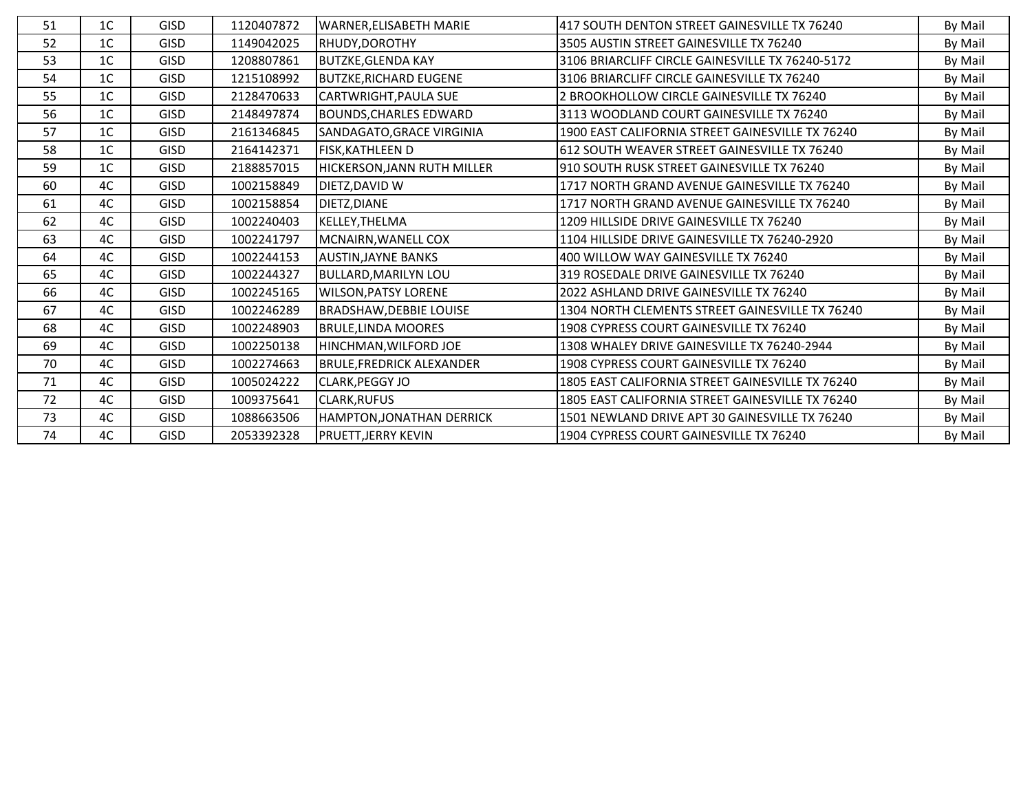| | | | | | | |
|---|---|---|---|---|---|---|
| 51 | 1C | GISD | 1120407872 | WARNER,ELISABETH MARIE | 417 SOUTH DENTON STREET GAINESVILLE TX 76240 | By Mail |
| 52 | 1C | GISD | 1149042025 | RHUDY,DOROTHY | 3505 AUSTIN STREET GAINESVILLE TX 76240 | By Mail |
| 53 | 1C | GISD | 1208807861 | BUTZKE,GLENDA KAY | 3106 BRIARCLIFF CIRCLE GAINESVILLE TX 76240-5172 | By Mail |
| 54 | 1C | GISD | 1215108992 | BUTZKE,RICHARD EUGENE | 3106 BRIARCLIFF CIRCLE GAINESVILLE TX 76240 | By Mail |
| 55 | 1C | GISD | 2128470633 | CARTWRIGHT,PAULA SUE | 2 BROOKHOLLOW CIRCLE GAINESVILLE TX 76240 | By Mail |
| 56 | 1C | GISD | 2148497874 | BOUNDS,CHARLES EDWARD | 3113 WOODLAND COURT GAINESVILLE TX 76240 | By Mail |
| 57 | 1C | GISD | 2161346845 | SANDAGATO,GRACE VIRGINIA | 1900 EAST CALIFORNIA STREET GAINESVILLE TX 76240 | By Mail |
| 58 | 1C | GISD | 2164142371 | FISK,KATHLEEN D | 612 SOUTH WEAVER STREET GAINESVILLE TX 76240 | By Mail |
| 59 | 1C | GISD | 2188857015 | HICKERSON,JANN RUTH MILLER | 910 SOUTH RUSK STREET GAINESVILLE TX 76240 | By Mail |
| 60 | 4C | GISD | 1002158849 | DIETZ,DAVID W | 1717 NORTH GRAND AVENUE GAINESVILLE TX 76240 | By Mail |
| 61 | 4C | GISD | 1002158854 | DIETZ,DIANE | 1717 NORTH GRAND AVENUE GAINESVILLE TX 76240 | By Mail |
| 62 | 4C | GISD | 1002240403 | KELLEY,THELMA | 1209 HILLSIDE DRIVE GAINESVILLE TX 76240 | By Mail |
| 63 | 4C | GISD | 1002241797 | MCNAIRN,WANELL COX | 1104 HILLSIDE DRIVE GAINESVILLE TX 76240-2920 | By Mail |
| 64 | 4C | GISD | 1002244153 | AUSTIN,JAYNE BANKS | 400 WILLOW WAY GAINESVILLE TX 76240 | By Mail |
| 65 | 4C | GISD | 1002244327 | BULLARD,MARILYN LOU | 319 ROSEDALE DRIVE GAINESVILLE TX 76240 | By Mail |
| 66 | 4C | GISD | 1002245165 | WILSON,PATSY LORENE | 2022 ASHLAND DRIVE GAINESVILLE TX 76240 | By Mail |
| 67 | 4C | GISD | 1002246289 | BRADSHAW,DEBBIE LOUISE | 1304 NORTH CLEMENTS STREET GAINESVILLE TX 76240 | By Mail |
| 68 | 4C | GISD | 1002248903 | BRULE,LINDA MOORES | 1908 CYPRESS COURT GAINESVILLE TX 76240 | By Mail |
| 69 | 4C | GISD | 1002250138 | HINCHMAN,WILFORD JOE | 1308 WHALEY DRIVE GAINESVILLE TX 76240-2944 | By Mail |
| 70 | 4C | GISD | 1002274663 | BRULE,FREDRICK ALEXANDER | 1908 CYPRESS COURT GAINESVILLE TX 76240 | By Mail |
| 71 | 4C | GISD | 1005024222 | CLARK,PEGGY JO | 1805 EAST CALIFORNIA STREET GAINESVILLE TX 76240 | By Mail |
| 72 | 4C | GISD | 1009375641 | CLARK,RUFUS | 1805 EAST CALIFORNIA STREET GAINESVILLE TX 76240 | By Mail |
| 73 | 4C | GISD | 1088663506 | HAMPTON,JONATHAN DERRICK | 1501 NEWLAND DRIVE APT 30 GAINESVILLE TX 76240 | By Mail |
| 74 | 4C | GISD | 2053392328 | PRUETT,JERRY KEVIN | 1904 CYPRESS COURT GAINESVILLE TX 76240 | By Mail |